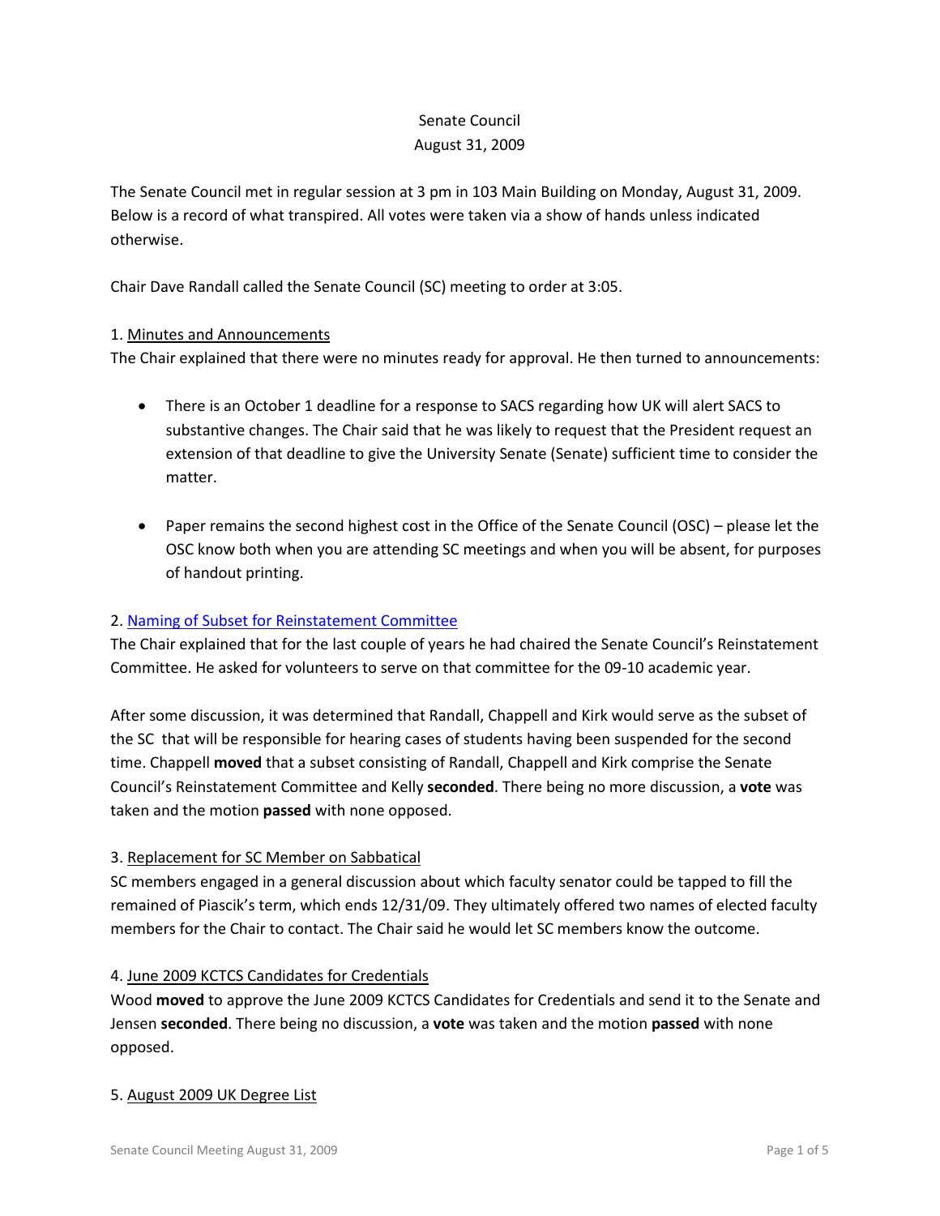Senate Council
August 31, 2009

The Senate Council met in regular session at 3 pm in 103 Main Building on Monday, August 31, 2009. Below is a record of what transpired. All votes were taken via a show of hands unless indicated otherwise.

Chair Dave Randall called the Senate Council (SC) meeting to order at 3:05.

1. Minutes and Announcements

The Chair explained that there were no minutes ready for approval. He then turned to announcements:

- There is an October 1 deadline for a response to SACS regarding how UK will alert SACS to substantive changes. The Chair said that he was likely to request that the President request an extension of that deadline to give the University Senate (Senate) sufficient time to consider the matter.

- Paper remains the second highest cost in the Office of the Senate Council (OSC) – please let the OSC know both when you are attending SC meetings and when you will be absent, for purposes of handout printing.

2. Naming of Subset for Reinstatement Committee

The Chair explained that for the last couple of years he had chaired the Senate Council's Reinstatement Committee. He asked for volunteers to serve on that committee for the 09-10 academic year.

After some discussion, it was determined that Randall, Chappell and Kirk would serve as the subset of the SC that will be responsible for hearing cases of students having been suspended for the second time. Chappell **moved** that a subset consisting of Randall, Chappell and Kirk comprise the Senate Council's Reinstatement Committee and Kelly **seconded**. There being no more discussion, a **vote** was taken and the motion **passed** with none opposed.

3. Replacement for SC Member on Sabbatical

SC members engaged in a general discussion about which faculty senator could be tapped to fill the remained of Piascik's term, which ends 12/31/09. They ultimately offered two names of elected faculty members for the Chair to contact. The Chair said he would let SC members know the outcome.

4. June 2009 KCTCS Candidates for Credentials

Wood **moved** to approve the June 2009 KCTCS Candidates for Credentials and send it to the Senate and Jensen **seconded**. There being no discussion, a **vote** was taken and the motion **passed** with none opposed.

5. August 2009 UK Degree List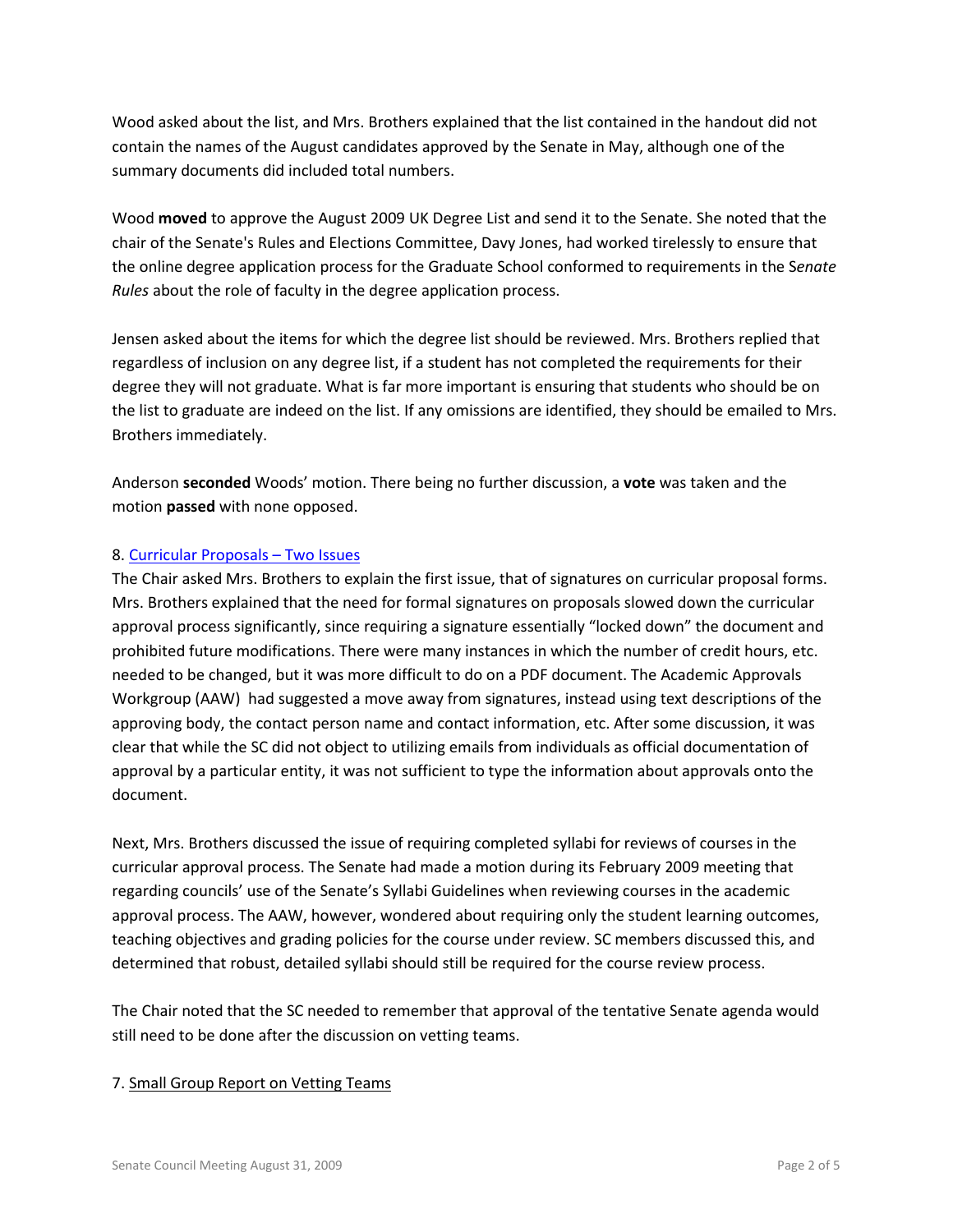Wood asked about the list, and Mrs. Brothers explained that the list contained in the handout did not contain the names of the August candidates approved by the Senate in May, although one of the summary documents did included total numbers.

Wood **moved** to approve the August 2009 UK Degree List and send it to the Senate. She noted that the chair of the Senate's Rules and Elections Committee, Davy Jones, had worked tirelessly to ensure that the online degree application process for the Graduate School conformed to requirements in the S*enate Rules* about the role of faculty in the degree application process.

Jensen asked about the items for which the degree list should be reviewed. Mrs. Brothers replied that regardless of inclusion on any degree list, if a student has not completed the requirements for their degree they will not graduate. What is far more important is ensuring that students who should be on the list to graduate are indeed on the list. If any omissions are identified, they should be emailed to Mrs. Brothers immediately.

Anderson **seconded** Woods' motion. There being no further discussion, a **vote** was taken and the motion **passed** with none opposed.

8. Curricular Proposals – Two Issues

The Chair asked Mrs. Brothers to explain the first issue, that of signatures on curricular proposal forms. Mrs. Brothers explained that the need for formal signatures on proposals slowed down the curricular approval process significantly, since requiring a signature essentially "locked down" the document and prohibited future modifications. There were many instances in which the number of credit hours, etc. needed to be changed, but it was more difficult to do on a PDF document. The Academic Approvals Workgroup (AAW) had suggested a move away from signatures, instead using text descriptions of the approving body, the contact person name and contact information, etc. After some discussion, it was clear that while the SC did not object to utilizing emails from individuals as official documentation of approval by a particular entity, it was not sufficient to type the information about approvals onto the document.

Next, Mrs. Brothers discussed the issue of requiring completed syllabi for reviews of courses in the curricular approval process. The Senate had made a motion during its February 2009 meeting that regarding councils' use of the Senate's Syllabi Guidelines when reviewing courses in the academic approval process. The AAW, however, wondered about requiring only the student learning outcomes, teaching objectives and grading policies for the course under review. SC members discussed this, and determined that robust, detailed syllabi should still be required for the course review process.

The Chair noted that the SC needed to remember that approval of the tentative Senate agenda would still need to be done after the discussion on vetting teams.

7. Small Group Report on Vetting Teams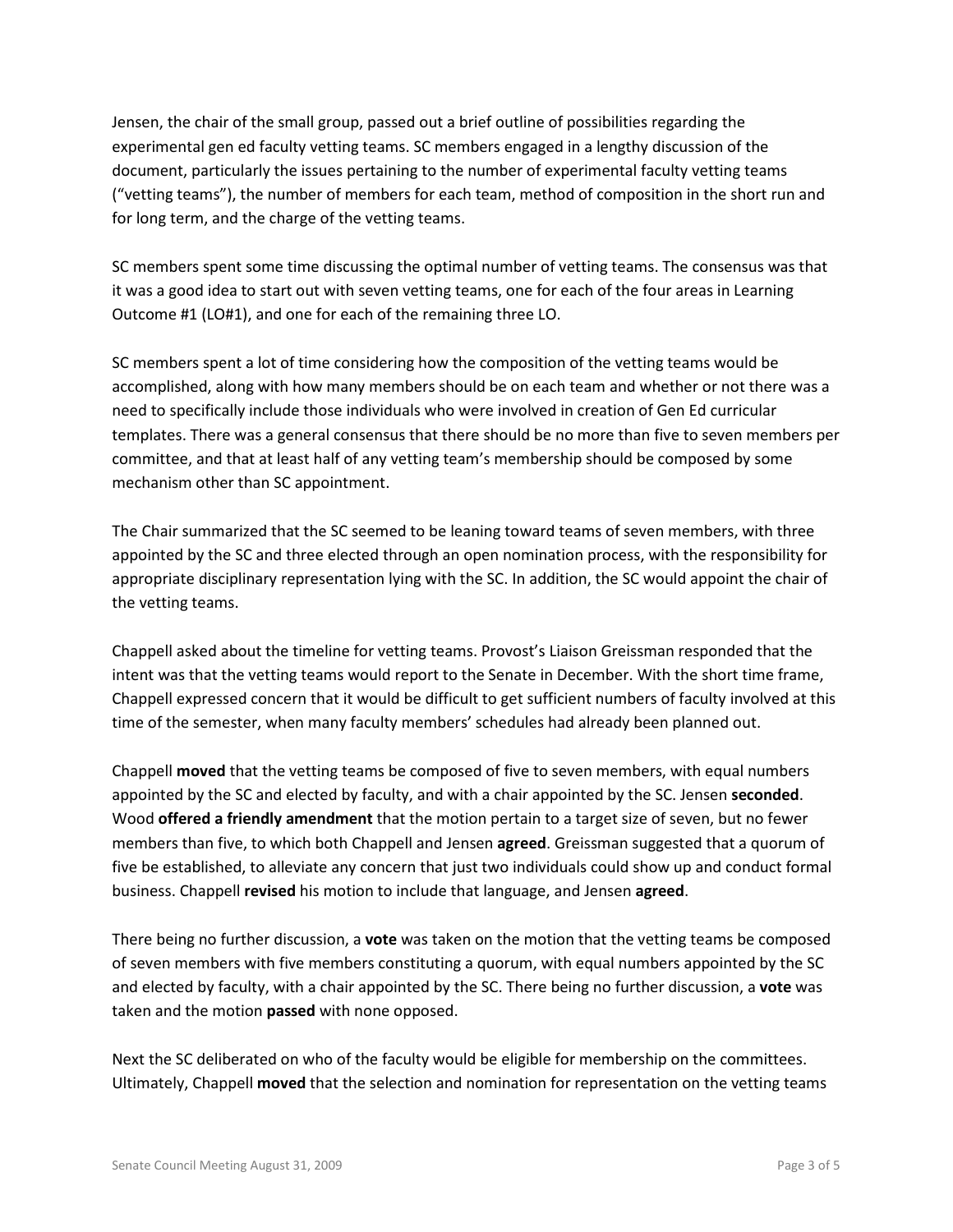Jensen, the chair of the small group, passed out a brief outline of possibilities regarding the experimental gen ed faculty vetting teams. SC members engaged in a lengthy discussion of the document, particularly the issues pertaining to the number of experimental faculty vetting teams ("vetting teams"), the number of members for each team, method of composition in the short run and for long term, and the charge of the vetting teams.

SC members spent some time discussing the optimal number of vetting teams. The consensus was that it was a good idea to start out with seven vetting teams, one for each of the four areas in Learning Outcome #1 (LO#1), and one for each of the remaining three LO.

SC members spent a lot of time considering how the composition of the vetting teams would be accomplished, along with how many members should be on each team and whether or not there was a need to specifically include those individuals who were involved in creation of Gen Ed curricular templates. There was a general consensus that there should be no more than five to seven members per committee, and that at least half of any vetting team's membership should be composed by some mechanism other than SC appointment.

The Chair summarized that the SC seemed to be leaning toward teams of seven members, with three appointed by the SC and three elected through an open nomination process, with the responsibility for appropriate disciplinary representation lying with the SC. In addition, the SC would appoint the chair of the vetting teams.

Chappell asked about the timeline for vetting teams. Provost's Liaison Greissman responded that the intent was that the vetting teams would report to the Senate in December. With the short time frame, Chappell expressed concern that it would be difficult to get sufficient numbers of faculty involved at this time of the semester, when many faculty members' schedules had already been planned out.

Chappell **moved** that the vetting teams be composed of five to seven members, with equal numbers appointed by the SC and elected by faculty, and with a chair appointed by the SC. Jensen **seconded**. Wood **offered a friendly amendment** that the motion pertain to a target size of seven, but no fewer members than five, to which both Chappell and Jensen **agreed**. Greissman suggested that a quorum of five be established, to alleviate any concern that just two individuals could show up and conduct formal business. Chappell **revised** his motion to include that language, and Jensen **agreed**.

There being no further discussion, a **vote** was taken on the motion that the vetting teams be composed of seven members with five members constituting a quorum, with equal numbers appointed by the SC and elected by faculty, with a chair appointed by the SC. There being no further discussion, a **vote** was taken and the motion **passed** with none opposed.

Next the SC deliberated on who of the faculty would be eligible for membership on the committees. Ultimately, Chappell **moved** that the selection and nomination for representation on the vetting teams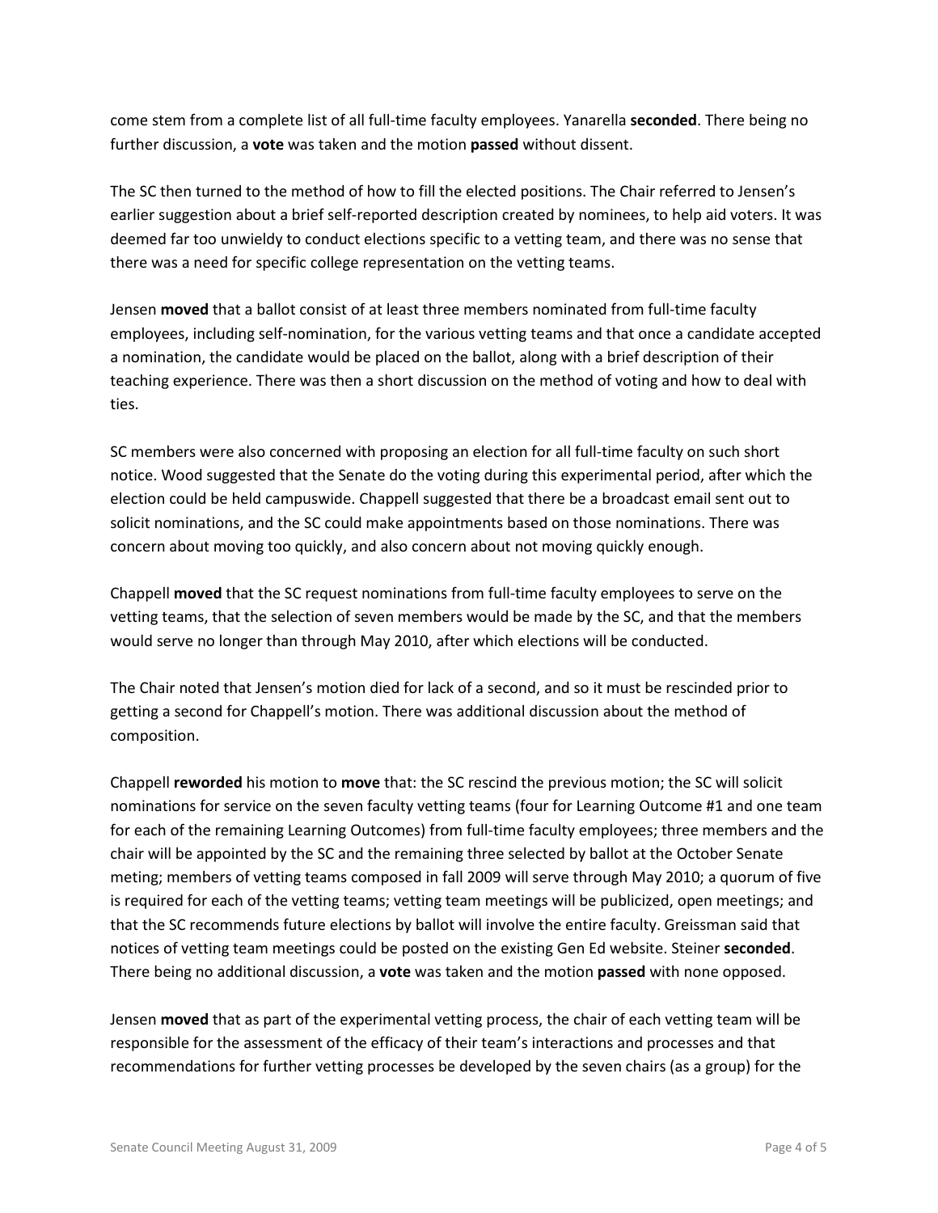come stem from a complete list of all full-time faculty employees. Yanarella **seconded**. There being no further discussion, a **vote** was taken and the motion **passed** without dissent.

The SC then turned to the method of how to fill the elected positions. The Chair referred to Jensen's earlier suggestion about a brief self-reported description created by nominees, to help aid voters. It was deemed far too unwieldy to conduct elections specific to a vetting team, and there was no sense that there was a need for specific college representation on the vetting teams.

Jensen **moved** that a ballot consist of at least three members nominated from full-time faculty employees, including self-nomination, for the various vetting teams and that once a candidate accepted a nomination, the candidate would be placed on the ballot, along with a brief description of their teaching experience. There was then a short discussion on the method of voting and how to deal with ties.

SC members were also concerned with proposing an election for all full-time faculty on such short notice. Wood suggested that the Senate do the voting during this experimental period, after which the election could be held campuswide. Chappell suggested that there be a broadcast email sent out to solicit nominations, and the SC could make appointments based on those nominations. There was concern about moving too quickly, and also concern about not moving quickly enough.

Chappell **moved** that the SC request nominations from full-time faculty employees to serve on the vetting teams, that the selection of seven members would be made by the SC, and that the members would serve no longer than through May 2010, after which elections will be conducted.

The Chair noted that Jensen's motion died for lack of a second, and so it must be rescinded prior to getting a second for Chappell's motion. There was additional discussion about the method of composition.

Chappell **reworded** his motion to **move** that: the SC rescind the previous motion; the SC will solicit nominations for service on the seven faculty vetting teams (four for Learning Outcome #1 and one team for each of the remaining Learning Outcomes) from full-time faculty employees; three members and the chair will be appointed by the SC and the remaining three selected by ballot at the October Senate meting; members of vetting teams composed in fall 2009 will serve through May 2010; a quorum of five is required for each of the vetting teams; vetting team meetings will be publicized, open meetings; and that the SC recommends future elections by ballot will involve the entire faculty. Greissman said that notices of vetting team meetings could be posted on the existing Gen Ed website. Steiner **seconded**. There being no additional discussion, a **vote** was taken and the motion **passed** with none opposed.

Jensen **moved** that as part of the experimental vetting process, the chair of each vetting team will be responsible for the assessment of the efficacy of their team's interactions and processes and that recommendations for further vetting processes be developed by the seven chairs (as a group) for the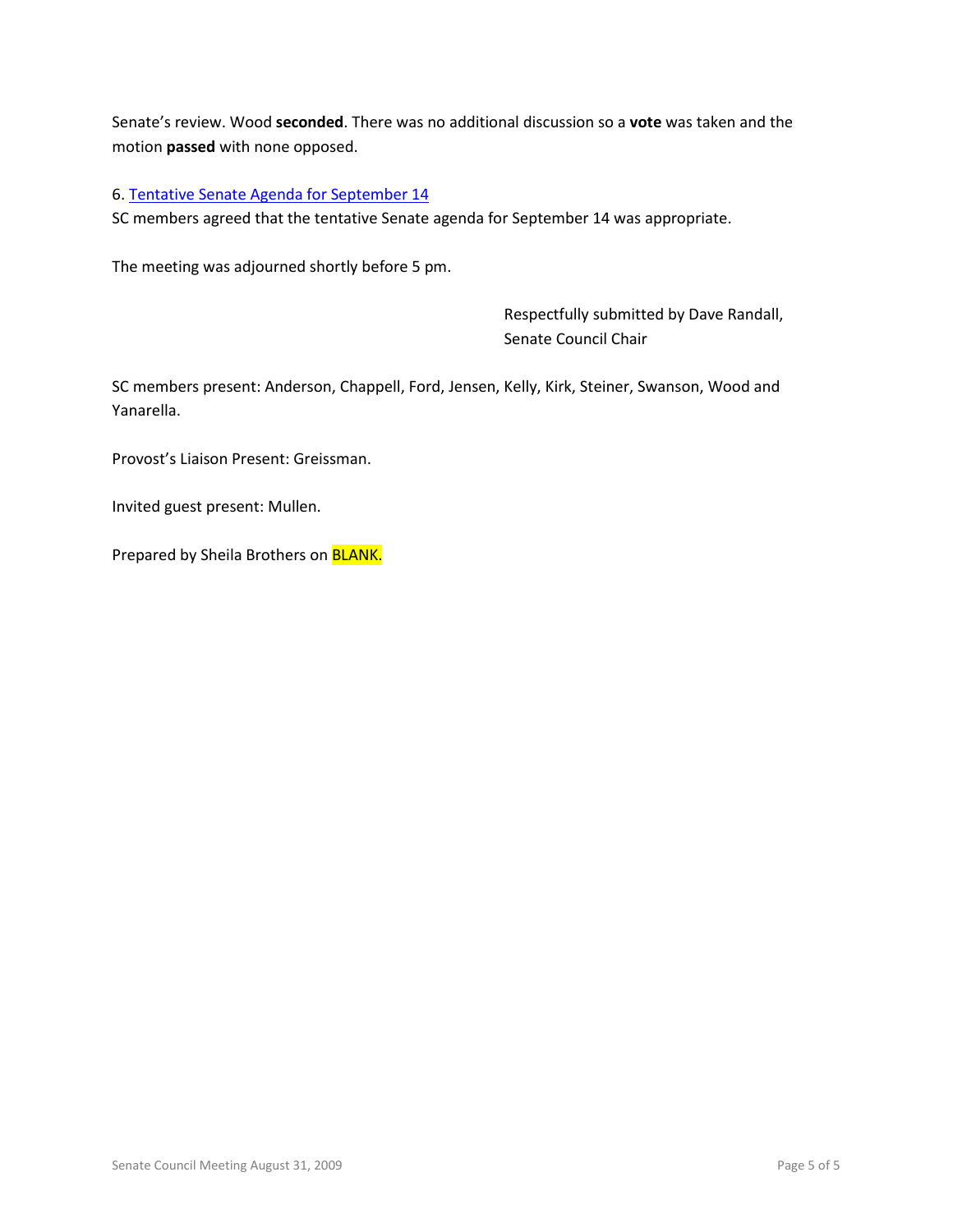Senate's review. Wood **seconded**. There was no additional discussion so a **vote** was taken and the motion **passed** with none opposed.

6. Tentative Senate Agenda for September 14

SC members agreed that the tentative Senate agenda for September 14 was appropriate.

The meeting was adjourned shortly before 5 pm.

Respectfully submitted by Dave Randall,
Senate Council Chair

SC members present: Anderson, Chappell, Ford, Jensen, Kelly, Kirk, Steiner, Swanson, Wood and Yanarella.

Provost's Liaison Present: Greissman.

Invited guest present: Mullen.

Prepared by Sheila Brothers on BLANK.